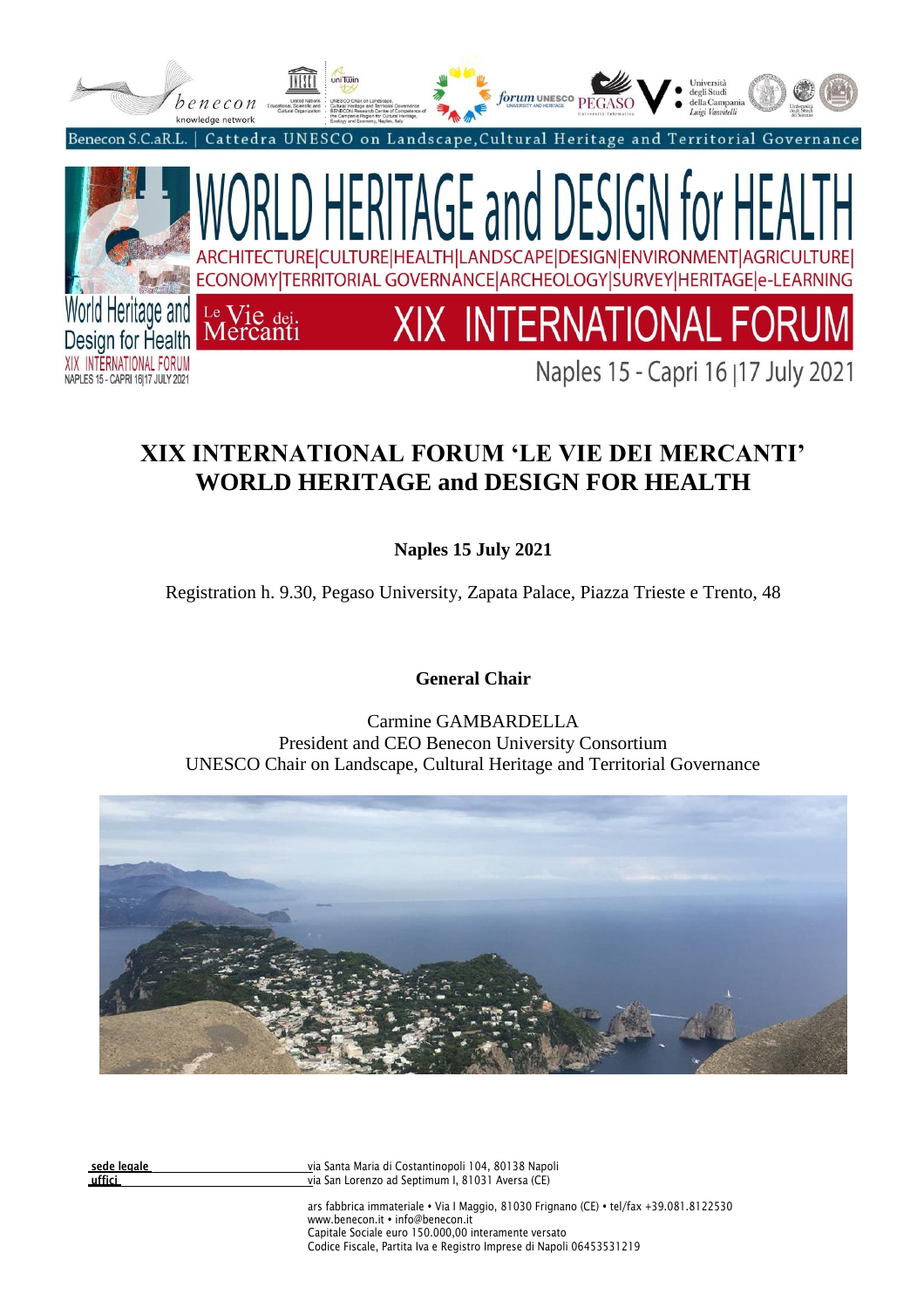Benecon S.C.aR.L. | Cattedra UNESCO on Landscape, Cultural Heritage and Territorial Governance

# WORLD HERITAGE and DESIGN for HEALTH

ARCHITECTURE|CULTURE|HEALTH|LANDSCAPE|DESIGN|ENVIRONMENT|AGRICULTURE|ECONOMY|TERRITORIAL GOVERNANCE|ARCHEOLOGY|SURVEY|HERITAGE|e-LEARNING

Le Vie dei Mercanti — XIX INTERNATIONAL FORUM

Naples 15 - Capri 16 | 17 July 2021

# XIX INTERNATIONAL FORUM 'LE VIE DEI MERCANTI' WORLD HERITAGE and DESIGN FOR HEALTH

**Naples 15 July 2021**

Registration h. 9.30, Pegaso University, Zapata Palace, Piazza Trieste e Trento, 48

**General Chair**

Carmine GAMBARDELLA
President and CEO Benecon University Consortium
UNESCO Chair on Landscape, Cultural Heritage and Territorial Governance

**sede legale** via Santa Maria di Costantinopoli 104, 80138 Napoli
**uffici** via San Lorenzo ad Septimum I, 81031 Aversa (CE)

ars fabbrica immateriale • Via I Maggio, 81030 Frignano (CE) • tel/fax +39.081.8122530
www.benecon.it • info@benecon.it
Capitale Sociale euro 150.000,00 interamente versato
Codice Fiscale, Partita Iva e Registro Imprese di Napoli 06453531219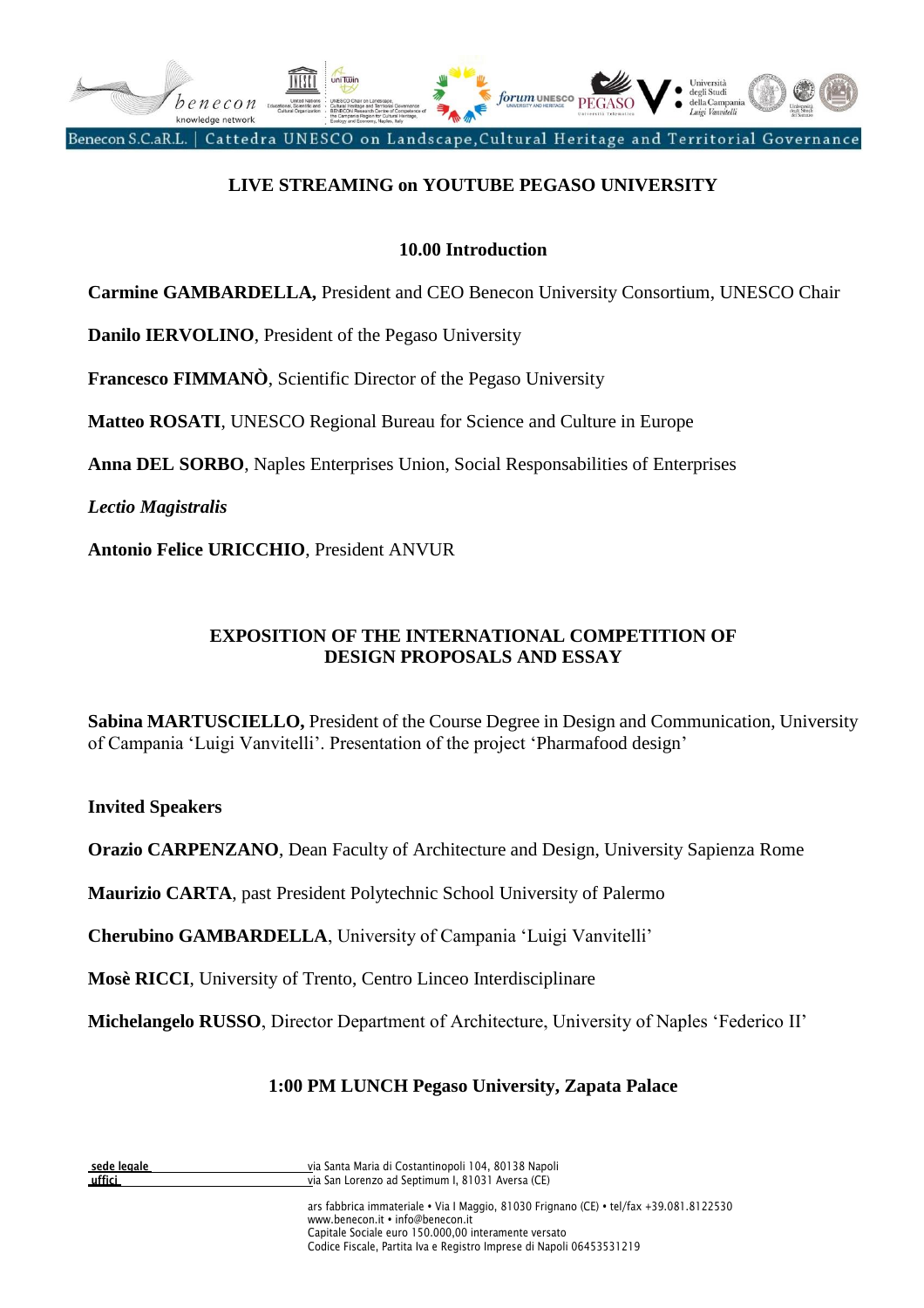**LIVE STREAMING on YOUTUBE PEGASO UNIVERSITY**

**10.00 Introduction**

**Carmine GAMBARDELLA,** President and CEO Benecon University Consortium, UNESCO Chair

**Danilo IERVOLINO**, President of the Pegaso University

**Francesco FIMMANÒ**, Scientific Director of the Pegaso University

**Matteo ROSATI**, UNESCO Regional Bureau for Science and Culture in Europe

**Anna DEL SORBO**, Naples Enterprises Union, Social Responsabilities of Enterprises

***Lectio Magistralis***

**Antonio Felice URICCHIO**, President ANVUR

**EXPOSITION OF THE INTERNATIONAL COMPETITION OF DESIGN PROPOSALS AND ESSAY**

**Sabina MARTUSCIELLO,** President of the Course Degree in Design and Communication, University of Campania 'Luigi Vanvitelli'. Presentation of the project 'Pharmafood design'

**Invited Speakers**

**Orazio CARPENZANO**, Dean Faculty of Architecture and Design, University Sapienza Rome

**Maurizio CARTA**, past President Polytechnic School University of Palermo

**Cherubino GAMBARDELLA**, University of Campania 'Luigi Vanvitelli'

**Mosè RICCI**, University of Trento, Centro Linceo Interdisciplinare

**Michelangelo RUSSO**, Director Department of Architecture, University of Naples 'Federico II'

**1:00 PM LUNCH Pegaso University, Zapata Palace**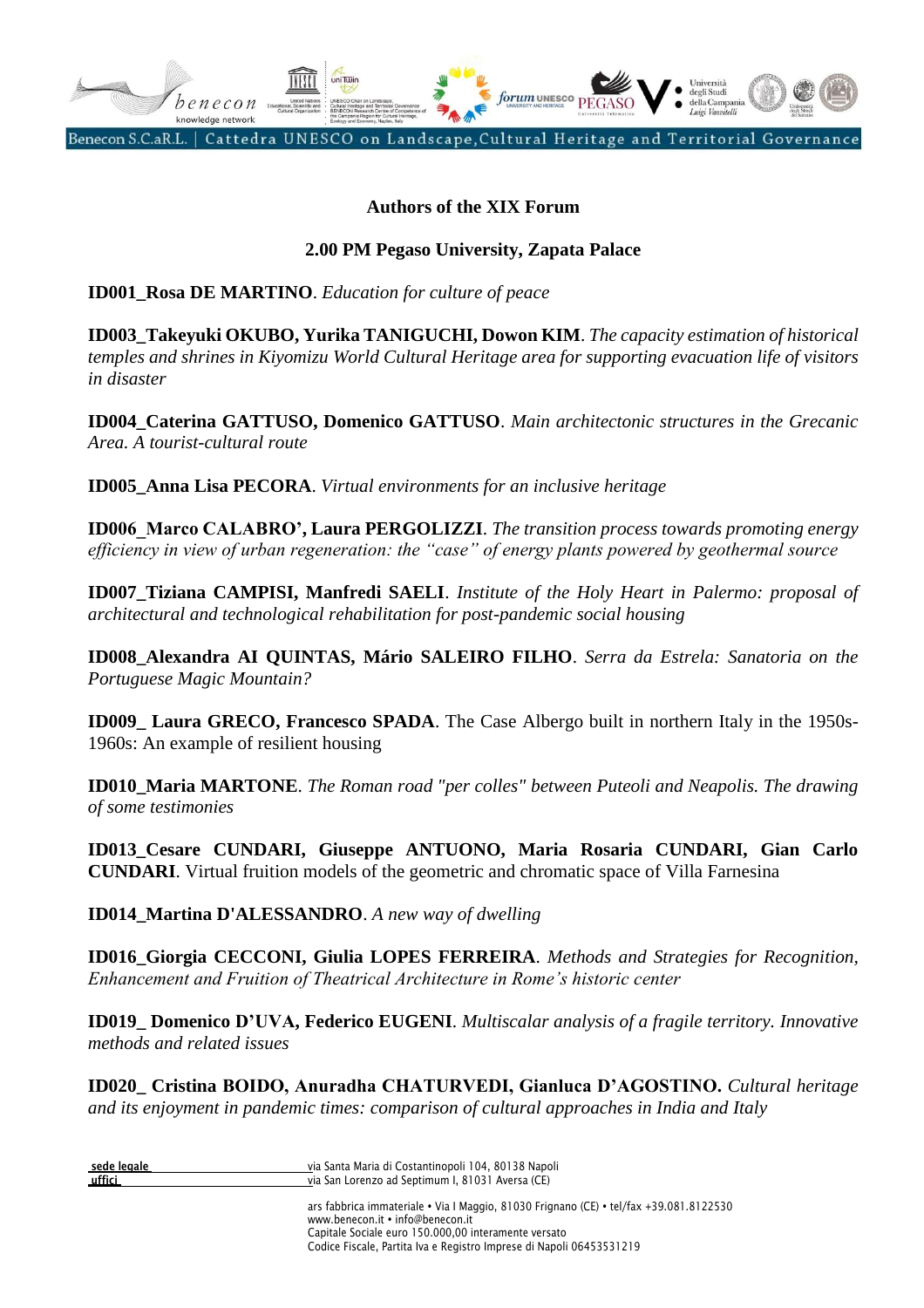**Authors of the XIX Forum**

**2.00 PM Pegaso University, Zapata Palace**

**ID001_Rosa DE MARTINO**. *Education for culture of peace*

**ID003_Takeyuki OKUBO, Yurika TANIGUCHI, Dowon KIM**. *The capacity estimation of historical temples and shrines in Kiyomizu World Cultural Heritage area for supporting evacuation life of visitors in disaster*

**ID004_Caterina GATTUSO, Domenico GATTUSO**. *Main architectonic structures in the Grecanic Area. A tourist-cultural route*

**ID005_Anna Lisa PECORA**. *Virtual environments for an inclusive heritage*

**ID006_Marco CALABRO', Laura PERGOLIZZI**. *The transition process towards promoting energy efficiency in view of urban regeneration: the "case" of energy plants powered by geothermal source*

**ID007_Tiziana CAMPISI, Manfredi SAELI**. *Institute of the Holy Heart in Palermo: proposal of architectural and technological rehabilitation for post-pandemic social housing*

**ID008_Alexandra AI QUINTAS, Mário SALEIRO FILHO**. *Serra da Estrela: Sanatoria on the Portuguese Magic Mountain?*

**ID009_ Laura GRECO, Francesco SPADA**. The Case Albergo built in northern Italy in the 1950s-1960s: An example of resilient housing

**ID010_Maria MARTONE**. *The Roman road "per colles" between Puteoli and Neapolis. The drawing of some testimonies*

**ID013_Cesare CUNDARI, Giuseppe ANTUONO, Maria Rosaria CUNDARI, Gian Carlo CUNDARI**. Virtual fruition models of the geometric and chromatic space of Villa Farnesina

**ID014_Martina D'ALESSANDRO**. *A new way of dwelling*

**ID016_Giorgia CECCONI, Giulia LOPES FERREIRA**. *Methods and Strategies for Recognition, Enhancement and Fruition of Theatrical Architecture in Rome's historic center*

**ID019_ Domenico D'UVA, Federico EUGENI**. *Multiscalar analysis of a fragile territory. Innovative methods and related issues*

**ID020_ Cristina BOIDO, Anuradha CHATURVEDI, Gianluca D'AGOSTINO.** *Cultural heritage and its enjoyment in pandemic times: comparison of cultural approaches in India and Italy*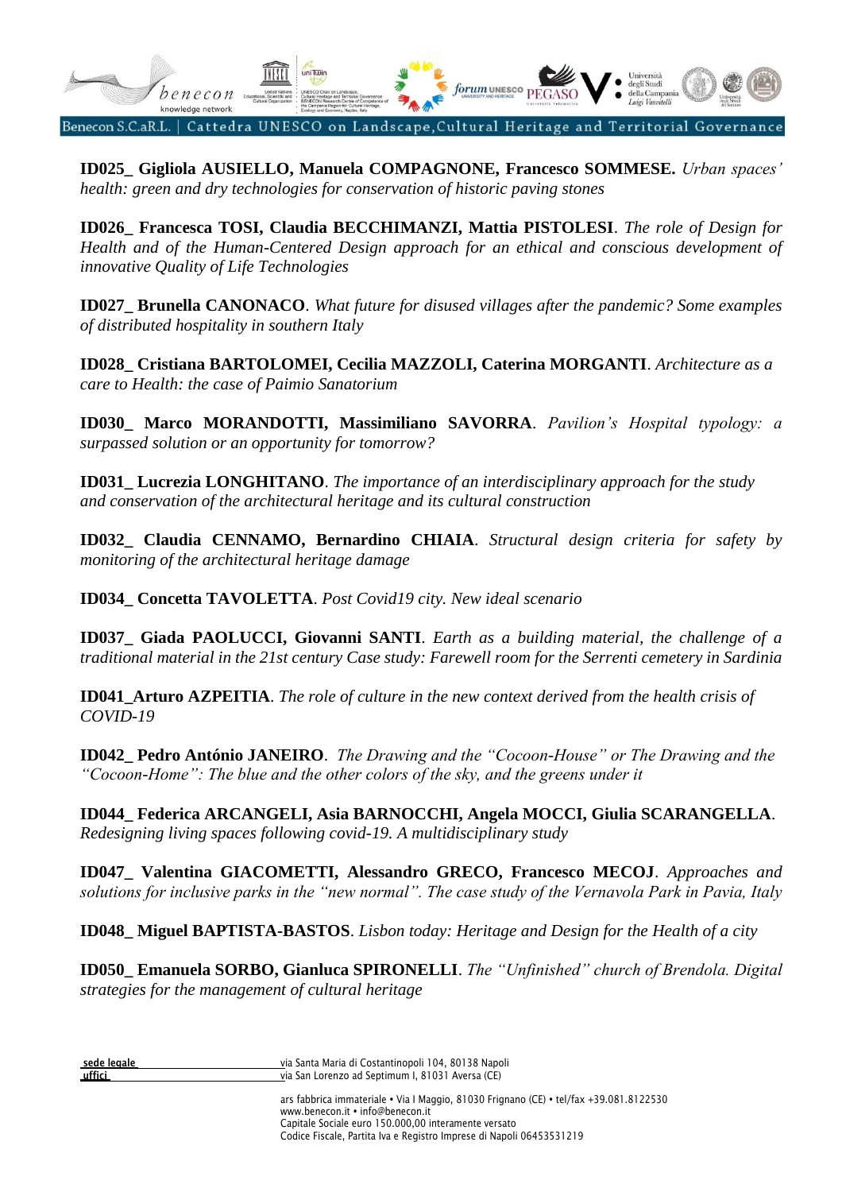**ID025_ Gigliola AUSIELLO, Manuela COMPAGNONE, Francesco SOMMESE.** *Urban spaces' health: green and dry technologies for conservation of historic paving stones*

**ID026_ Francesca TOSI, Claudia BECCHIMANZI, Mattia PISTOLESI**. *The role of Design for Health and of the Human-Centered Design approach for an ethical and conscious development of innovative Quality of Life Technologies*

**ID027_ Brunella CANONACO**. *What future for disused villages after the pandemic? Some examples of distributed hospitality in southern Italy*

**ID028_ Cristiana BARTOLOMEI, Cecilia MAZZOLI, Caterina MORGANTI**. *Architecture as a care to Health: the case of Paimio Sanatorium*

**ID030_ Marco MORANDOTTI, Massimiliano SAVORRA**. *Pavilion's Hospital typology: a surpassed solution or an opportunity for tomorrow?*

**ID031_ Lucrezia LONGHITANO**. *The importance of an interdisciplinary approach for the study and conservation of the architectural heritage and its cultural construction*

**ID032_ Claudia CENNAMO, Bernardino CHIAIA**. *Structural design criteria for safety by monitoring of the architectural heritage damage*

**ID034_ Concetta TAVOLETTA**. *Post Covid19 city. New ideal scenario*

**ID037_ Giada PAOLUCCI, Giovanni SANTI**. *Earth as a building material, the challenge of a traditional material in the 21st century Case study: Farewell room for the Serrenti cemetery in Sardinia*

**ID041_Arturo AZPEITIA**. *The role of culture in the new context derived from the health crisis of COVID-19*

**ID042_ Pedro António JANEIRO**. *The Drawing and the "Cocoon-House" or The Drawing and the "Cocoon-Home": The blue and the other colors of the sky, and the greens under it*

**ID044_ Federica ARCANGELI, Asia BARNOCCHI, Angela MOCCI, Giulia SCARANGELLA**. *Redesigning living spaces following covid-19. A multidisciplinary study*

**ID047_ Valentina GIACOMETTI, Alessandro GRECO, Francesco MECOJ**. *Approaches and solutions for inclusive parks in the "new normal". The case study of the Vernavola Park in Pavia, Italy*

**ID048_ Miguel BAPTISTA-BASTOS**. *Lisbon today: Heritage and Design for the Health of a city*

**ID050_ Emanuela SORBO, Gianluca SPIRONELLI**. *The "Unfinished" church of Brendola. Digital strategies for the management of cultural heritage*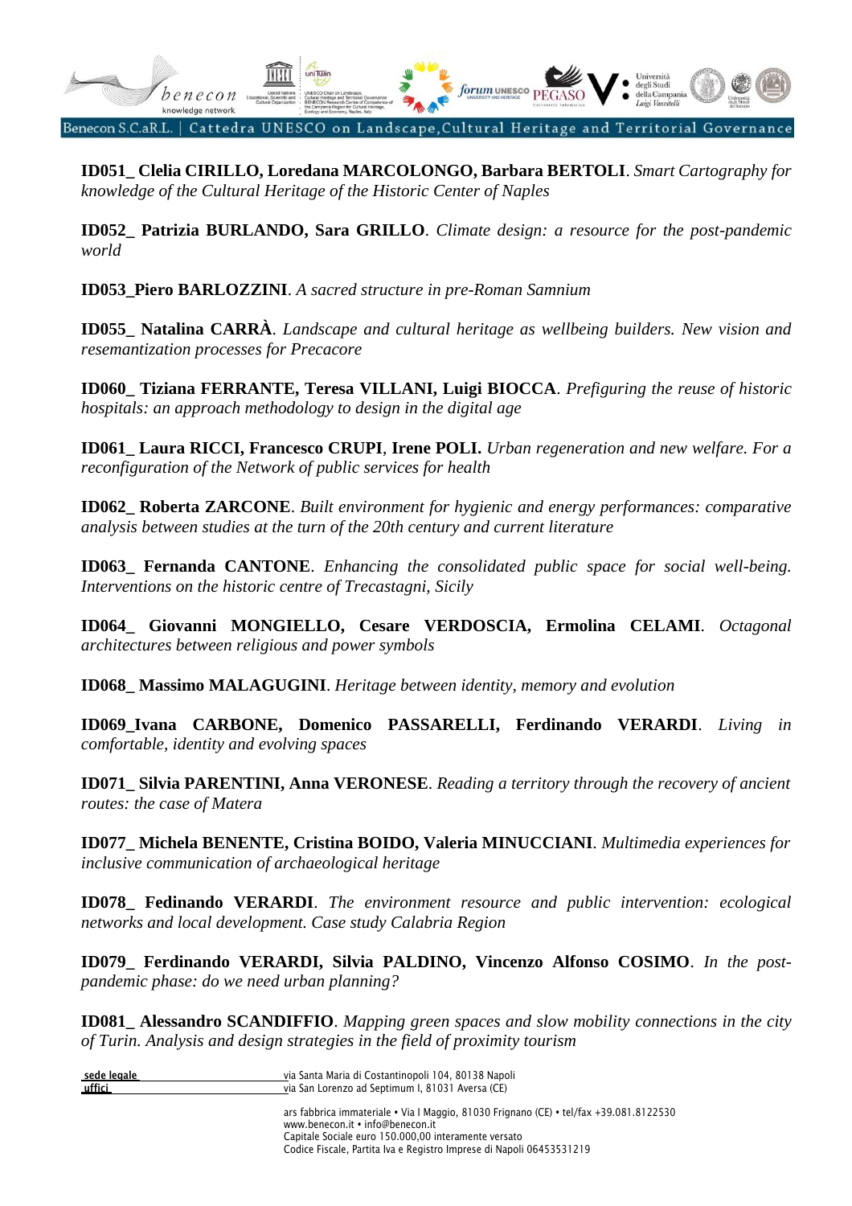**ID051_ Clelia CIRILLO, Loredana MARCOLONGO, Barbara BERTOLI**. *Smart Cartography for knowledge of the Cultural Heritage of the Historic Center of Naples*

**ID052_ Patrizia BURLANDO, Sara GRILLO**. *Climate design: a resource for the post-pandemic world*

**ID053_Piero BARLOZZINI**. *A sacred structure in pre-Roman Samnium*

**ID055_ Natalina CARRÀ**. *Landscape and cultural heritage as wellbeing builders. New vision and resemantization processes for Precacore*

**ID060_ Tiziana FERRANTE, Teresa VILLANI, Luigi BIOCCA**. *Prefiguring the reuse of historic hospitals: an approach methodology to design in the digital age*

**ID061_ Laura RICCI, Francesco CRUPI**, **Irene POLI.** *Urban regeneration and new welfare. For a reconfiguration of the Network of public services for health*

**ID062_ Roberta ZARCONE**. *Built environment for hygienic and energy performances: comparative analysis between studies at the turn of the 20th century and current literature*

**ID063_ Fernanda CANTONE**. *Enhancing the consolidated public space for social well-being. Interventions on the historic centre of Trecastagni, Sicily*

**ID064_ Giovanni MONGIELLO, Cesare VERDOSCIA, Ermolina CELAMI**. *Octagonal architectures between religious and power symbols*

**ID068_ Massimo MALAGUGINI**. *Heritage between identity, memory and evolution*

**ID069_Ivana CARBONE, Domenico PASSARELLI, Ferdinando VERARDI**. *Living in comfortable, identity and evolving spaces*

**ID071_ Silvia PARENTINI, Anna VERONESE**. *Reading a territory through the recovery of ancient routes: the case of Matera*

**ID077_ Michela BENENTE, Cristina BOIDO, Valeria MINUCCIANI**. *Multimedia experiences for inclusive communication of archaeological heritage*

**ID078_ Fedinando VERARDI**. *The environment resource and public intervention: ecological networks and local development. Case study Calabria Region*

**ID079_ Ferdinando VERARDI, Silvia PALDINO, Vincenzo Alfonso COSIMO**. *In the post-pandemic phase: do we need urban planning?*

**ID081_ Alessandro SCANDIFFIO**. *Mapping green spaces and slow mobility connections in the city of Turin. Analysis and design strategies in the field of proximity tourism*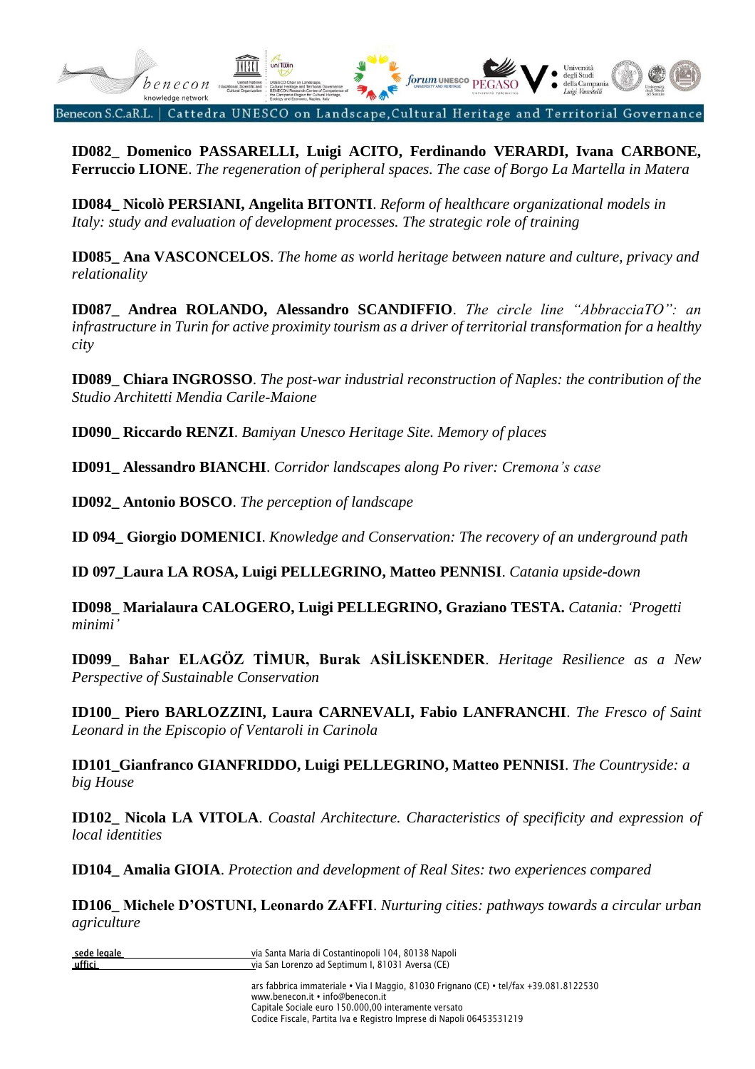**ID082_ Domenico PASSARELLI, Luigi ACITO, Ferdinando VERARDI, Ivana CARBONE, Ferruccio LIONE**. *The regeneration of peripheral spaces. The case of Borgo La Martella in Matera*

**ID084_ Nicolò PERSIANI, Angelita BITONTI**. *Reform of healthcare organizational models in Italy: study and evaluation of development processes. The strategic role of training*

**ID085_ Ana VASCONCELOS**. *The home as world heritage between nature and culture, privacy and relationality*

**ID087_ Andrea ROLANDO, Alessandro SCANDIFFIO**. *The circle line "AbbracciaTO": an infrastructure in Turin for active proximity tourism as a driver of territorial transformation for a healthy city*

**ID089_ Chiara INGROSSO**. *The post-war industrial reconstruction of Naples: the contribution of the Studio Architetti Mendia Carile-Maione*

**ID090_ Riccardo RENZI**. *Bamiyan Unesco Heritage Site. Memory of places*

**ID091_ Alessandro BIANCHI**. *Corridor landscapes along Po river: Cremona's case*

**ID092_ Antonio BOSCO**. *The perception of landscape*

**ID 094_ Giorgio DOMENICI**. *Knowledge and Conservation: The recovery of an underground path*

**ID 097_Laura LA ROSA, Luigi PELLEGRINO, Matteo PENNISI**. *Catania upside-down*

**ID098_ Marialaura CALOGERO, Luigi PELLEGRINO, Graziano TESTA.** *Catania: 'Progetti minimi'*

**ID099_ Bahar ELAGÖZ TİMUR, Burak ASİLİSKENDER**. *Heritage Resilience as a New Perspective of Sustainable Conservation*

**ID100_ Piero BARLOZZINI, Laura CARNEVALI, Fabio LANFRANCHI**. *The Fresco of Saint Leonard in the Episcopio of Ventaroli in Carinola*

**ID101_Gianfranco GIANFRIDDO, Luigi PELLEGRINO, Matteo PENNISI**. *The Countryside: a big House*

**ID102_ Nicola LA VITOLA**. *Coastal Architecture. Characteristics of specificity and expression of local identities*

**ID104_ Amalia GIOIA**. *Protection and development of Real Sites: two experiences compared*

**ID106_ Michele D'OSTUNI, Leonardo ZAFFI**. *Nurturing cities: pathways towards a circular urban agriculture*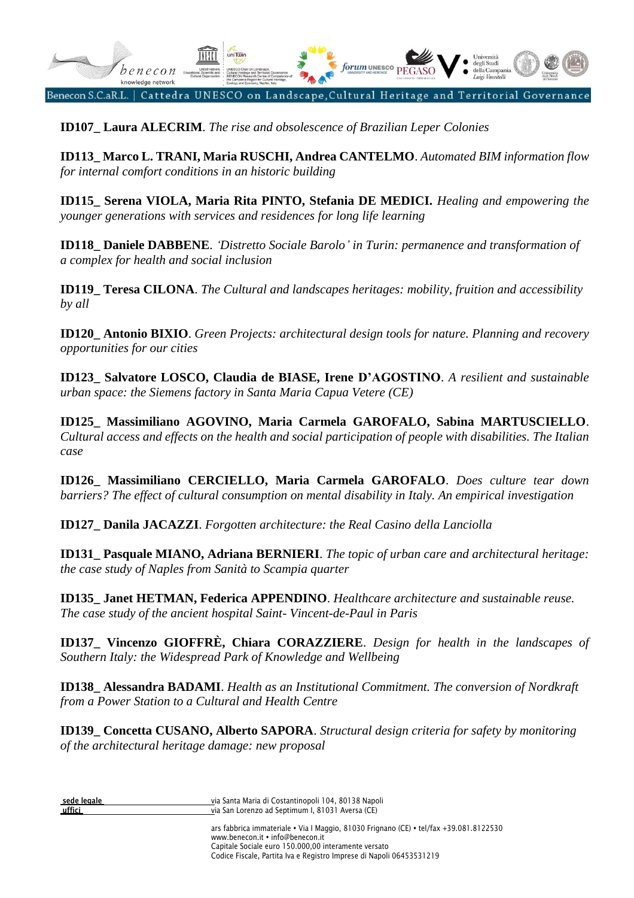**ID107_ Laura ALECRIM**. *The rise and obsolescence of Brazilian Leper Colonies*

**ID113_ Marco L. TRANI, Maria RUSCHI, Andrea CANTELMO**. *Automated BIM information flow for internal comfort conditions in an historic building*

**ID115_ Serena VIOLA, Maria Rita PINTO, Stefania DE MEDICI.** *Healing and empowering the younger generations with services and residences for long life learning*

**ID118_ Daniele DABBENE**. *'Distretto Sociale Barolo' in Turin: permanence and transformation of a complex for health and social inclusion*

**ID119_ Teresa CILONA**. *The Cultural and landscapes heritages: mobility, fruition and accessibility by all*

**ID120_ Antonio BIXIO**. *Green Projects: architectural design tools for nature. Planning and recovery opportunities for our cities*

**ID123_ Salvatore LOSCO, Claudia de BIASE, Irene D'AGOSTINO**. *A resilient and sustainable urban space: the Siemens factory in Santa Maria Capua Vetere (CE)*

**ID125_ Massimiliano AGOVINO, Maria Carmela GAROFALO, Sabina MARTUSCIELLO**. *Cultural access and effects on the health and social participation of people with disabilities. The Italian case*

**ID126_ Massimiliano CERCIELLO, Maria Carmela GAROFALO**. *Does culture tear down barriers? The effect of cultural consumption on mental disability in Italy. An empirical investigation*

**ID127_ Danila JACAZZI**. *Forgotten architecture: the Real Casino della Lanciolla*

**ID131_ Pasquale MIANO, Adriana BERNIERI**. *The topic of urban care and architectural heritage: the case study of Naples from Sanità to Scampia quarter*

**ID135_ Janet HETMAN, Federica APPENDINO**. *Healthcare architecture and sustainable reuse. The case study of the ancient hospital Saint- Vincent-de-Paul in Paris*

**ID137_ Vincenzo GIOFFRÈ, Chiara CORAZZIERE**. *Design for health in the landscapes of Southern Italy: the Widespread Park of Knowledge and Wellbeing*

**ID138_ Alessandra BADAMI**. *Health as an Institutional Commitment. The conversion of Nordkraft from a Power Station to a Cultural and Health Centre*

**ID139_ Concetta CUSANO, Alberto SAPORA**. *Structural design criteria for safety by monitoring of the architectural heritage damage: new proposal*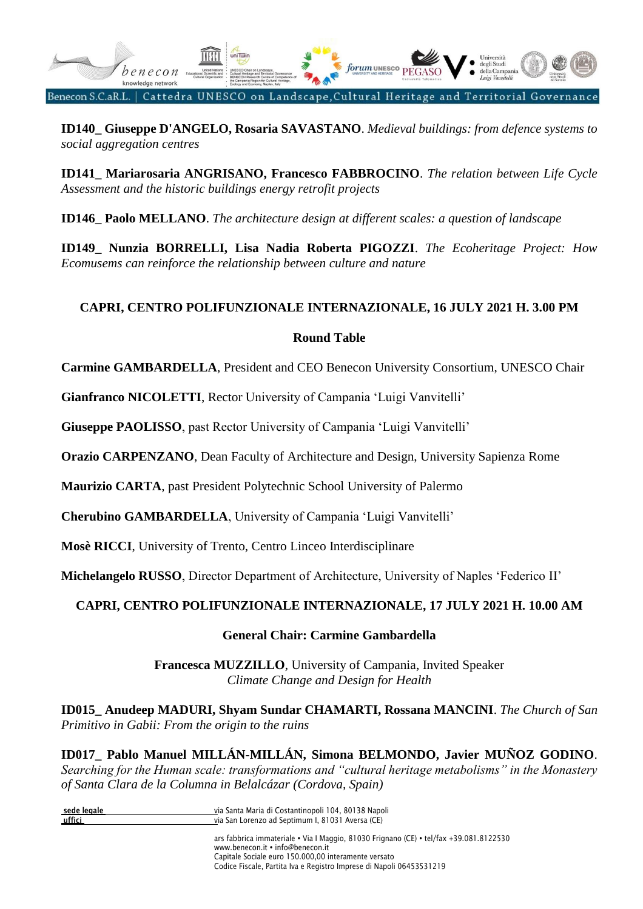**ID140_ Giuseppe D'ANGELO, Rosaria SAVASTANO**. *Medieval buildings: from defence systems to social aggregation centres*

**ID141_ Mariarosaria ANGRISANO, Francesco FABBROCINO**. *The relation between Life Cycle Assessment and the historic buildings energy retrofit projects*

**ID146_ Paolo MELLANO**. *The architecture design at different scales: a question of landscape*

**ID149_ Nunzia BORRELLI, Lisa Nadia Roberta PIGOZZI**. *The Ecoheritage Project: How Ecomusems can reinforce the relationship between culture and nature*

**CAPRI, CENTRO POLIFUNZIONALE INTERNAZIONALE, 16 JULY 2021 H. 3.00 PM**

**Round Table**

**Carmine GAMBARDELLA**, President and CEO Benecon University Consortium, UNESCO Chair

**Gianfranco NICOLETTI**, Rector University of Campania 'Luigi Vanvitelli'

**Giuseppe PAOLISSO**, past Rector University of Campania 'Luigi Vanvitelli'

**Orazio CARPENZANO**, Dean Faculty of Architecture and Design, University Sapienza Rome

**Maurizio CARTA**, past President Polytechnic School University of Palermo

**Cherubino GAMBARDELLA**, University of Campania 'Luigi Vanvitelli'

**Mosè RICCI**, University of Trento, Centro Linceo Interdisciplinare

**Michelangelo RUSSO**, Director Department of Architecture, University of Naples 'Federico II'

**CAPRI, CENTRO POLIFUNZIONALE INTERNAZIONALE, 17 JULY 2021 H. 10.00 AM**

**General Chair: Carmine Gambardella**

**Francesca MUZZILLO**, University of Campania, Invited Speaker
*Climate Change and Design for Health*

**ID015_ Anudeep MADURI, Shyam Sundar CHAMARTI, Rossana MANCINI**. *The Church of San Primitivo in Gabii: From the origin to the ruins*

**ID017_ Pablo Manuel MILLÁN-MILLÁN, Simona BELMONDO, Javier MUÑOZ GODINO**. *Searching for the Human scale: transformations and "cultural heritage metabolisms" in the Monastery of Santa Clara de la Columna in Belalcázar (Cordova, Spain)*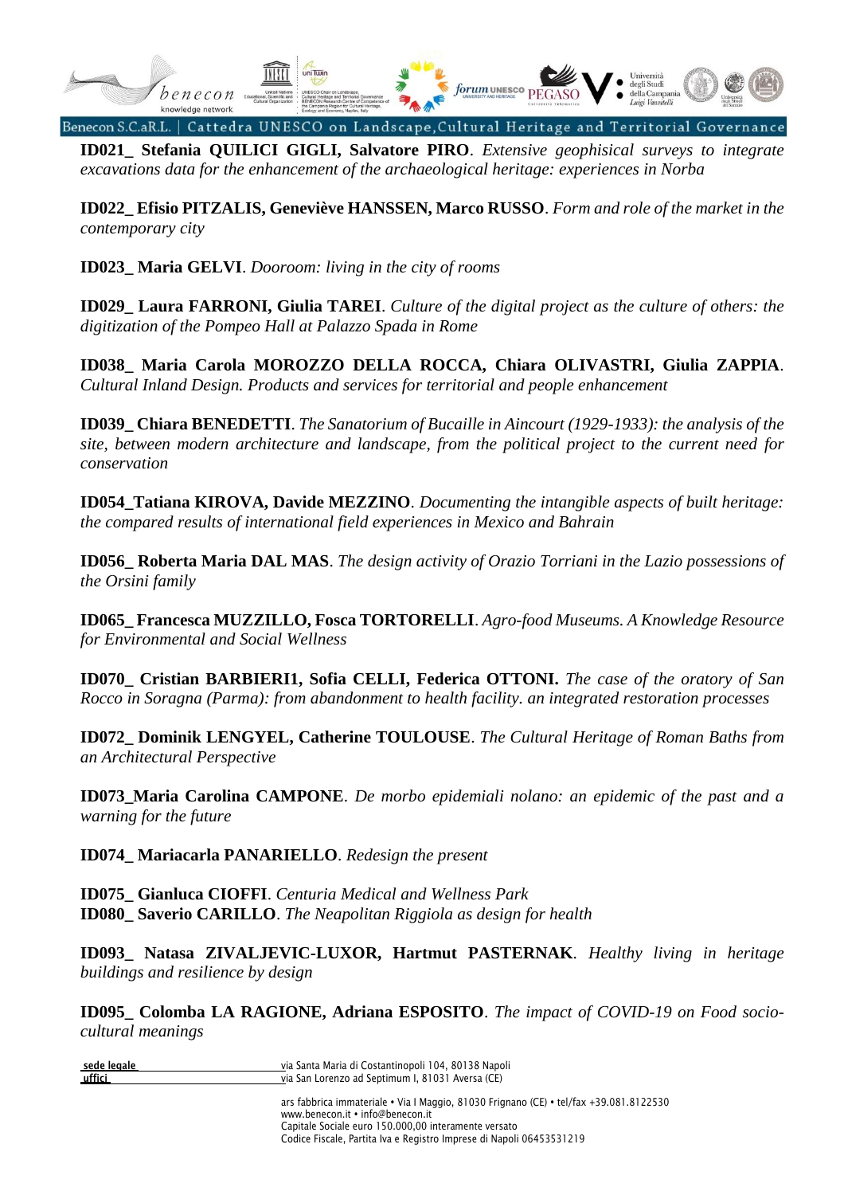**ID021_ Stefania QUILICI GIGLI, Salvatore PIRO**. *Extensive geophisical surveys to integrate excavations data for the enhancement of the archaeological heritage: experiences in Norba*

**ID022_ Efisio PITZALIS, Geneviève HANSSEN, Marco RUSSO**. *Form and role of the market in the contemporary city*

**ID023_ Maria GELVI**. *Dooroom: living in the city of rooms*

**ID029_ Laura FARRONI, Giulia TAREI**. *Culture of the digital project as the culture of others: the digitization of the Pompeo Hall at Palazzo Spada in Rome*

**ID038_ Maria Carola MOROZZO DELLA ROCCA, Chiara OLIVASTRI, Giulia ZAPPIA**. *Cultural Inland Design. Products and services for territorial and people enhancement*

**ID039_ Chiara BENEDETTI**. *The Sanatorium of Bucaille in Aincourt (1929-1933): the analysis of the site, between modern architecture and landscape, from the political project to the current need for conservation*

**ID054_Tatiana KIROVA, Davide MEZZINO**. *Documenting the intangible aspects of built heritage: the compared results of international field experiences in Mexico and Bahrain*

**ID056_ Roberta Maria DAL MAS**. *The design activity of Orazio Torriani in the Lazio possessions of the Orsini family*

**ID065_ Francesca MUZZILLO, Fosca TORTORELLI**. *Agro-food Museums. A Knowledge Resource for Environmental and Social Wellness*

**ID070_ Cristian BARBIERI1, Sofia CELLI, Federica OTTONI.** *The case of the oratory of San Rocco in Soragna (Parma): from abandonment to health facility. an integrated restoration processes*

**ID072_ Dominik LENGYEL, Catherine TOULOUSE**. *The Cultural Heritage of Roman Baths from an Architectural Perspective*

**ID073_Maria Carolina CAMPONE**. *De morbo epidemiali nolano: an epidemic of the past and a warning for the future*

**ID074_ Mariacarla PANARIELLO**. *Redesign the present*

**ID075_ Gianluca CIOFFI**. *Centuria Medical and Wellness Park*
**ID080_ Saverio CARILLO**. *The Neapolitan Riggiola as design for health*

**ID093_ Natasa ZIVALJEVIC-LUXOR, Hartmut PASTERNAK**. *Healthy living in heritage buildings and resilience by design*

**ID095_ Colomba LA RAGIONE, Adriana ESPOSITO**. *The impact of COVID-19 on Food socio-cultural meanings*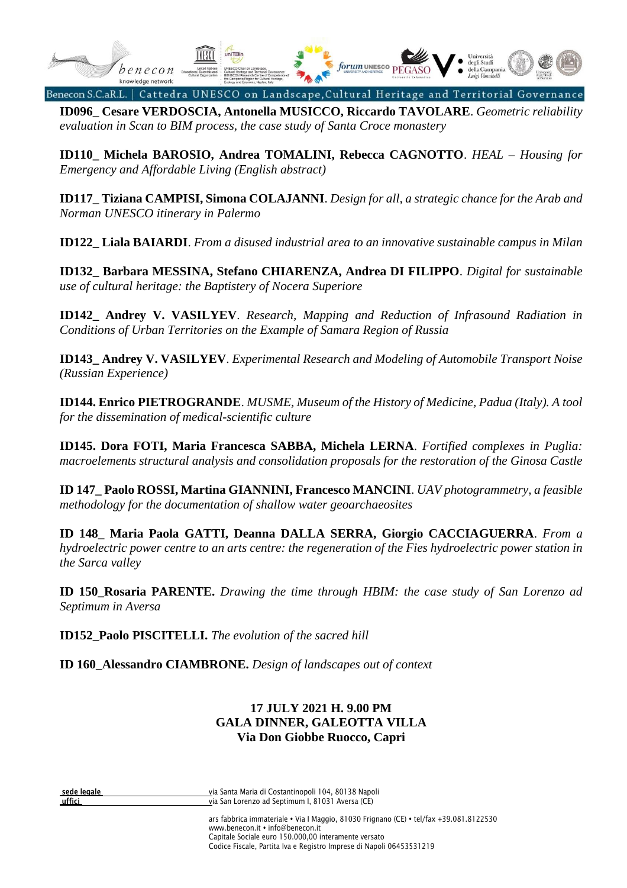**ID096_ Cesare VERDOSCIA, Antonella MUSICCO, Riccardo TAVOLARE**. *Geometric reliability evaluation in Scan to BIM process, the case study of Santa Croce monastery*

**ID110_ Michela BAROSIO, Andrea TOMALINI, Rebecca CAGNOTTO**. *HEAL – Housing for Emergency and Affordable Living (English abstract)*

**ID117_ Tiziana CAMPISI, Simona COLAJANNI**. *Design for all, a strategic chance for the Arab and Norman UNESCO itinerary in Palermo*

**ID122_ Liala BAIARDI**. *From a disused industrial area to an innovative sustainable campus in Milan*

**ID132_ Barbara MESSINA, Stefano CHIARENZA, Andrea DI FILIPPO**. *Digital for sustainable use of cultural heritage: the Baptistery of Nocera Superiore*

**ID142_ Andrey V. VASILYEV**. *Research, Mapping and Reduction of Infrasound Radiation in Conditions of Urban Territories on the Example of Samara Region of Russia*

**ID143_ Andrey V. VASILYEV**. *Experimental Research and Modeling of Automobile Transport Noise (Russian Experience)*

**ID144. Enrico PIETROGRANDE**. *MUSME, Museum of the History of Medicine, Padua (Italy). A tool for the dissemination of medical-scientific culture*

**ID145. Dora FOTI, Maria Francesca SABBA, Michela LERNA**. *Fortified complexes in Puglia: macroelements structural analysis and consolidation proposals for the restoration of the Ginosa Castle*

**ID 147_ Paolo ROSSI, Martina GIANNINI, Francesco MANCINI**. *UAV photogrammetry, a feasible methodology for the documentation of shallow water geoarchaeosites*

**ID 148_ Maria Paola GATTI, Deanna DALLA SERRA, Giorgio CACCIAGUERRA**. *From a hydroelectric power centre to an arts centre: the regeneration of the Fies hydroelectric power station in the Sarca valley*

**ID 150_Rosaria PARENTE.** *Drawing the time through HBIM: the case study of San Lorenzo ad Septimum in Aversa*

**ID152_Paolo PISCITELLI.** *The evolution of the sacred hill*

**ID 160_Alessandro CIAMBRONE.** *Design of landscapes out of context*

**17 JULY 2021 H. 9.00 PM**
**GALA DINNER, GALEOTTA VILLA**
**Via Don Giobbe Ruocco, Capri**

sede legale via Santa Maria di Costantinopoli 104, 80138 Napoli
uffici via San Lorenzo ad Septimum I, 81031 Aversa (CE)

ars fabbrica immateriale • Via I Maggio, 81030 Frignano (CE) • tel/fax +39.081.8122530
www.benecon.it • info@benecon.it
Capitale Sociale euro 150.000,00 interamente versato
Codice Fiscale, Partita Iva e Registro Imprese di Napoli 06453531219